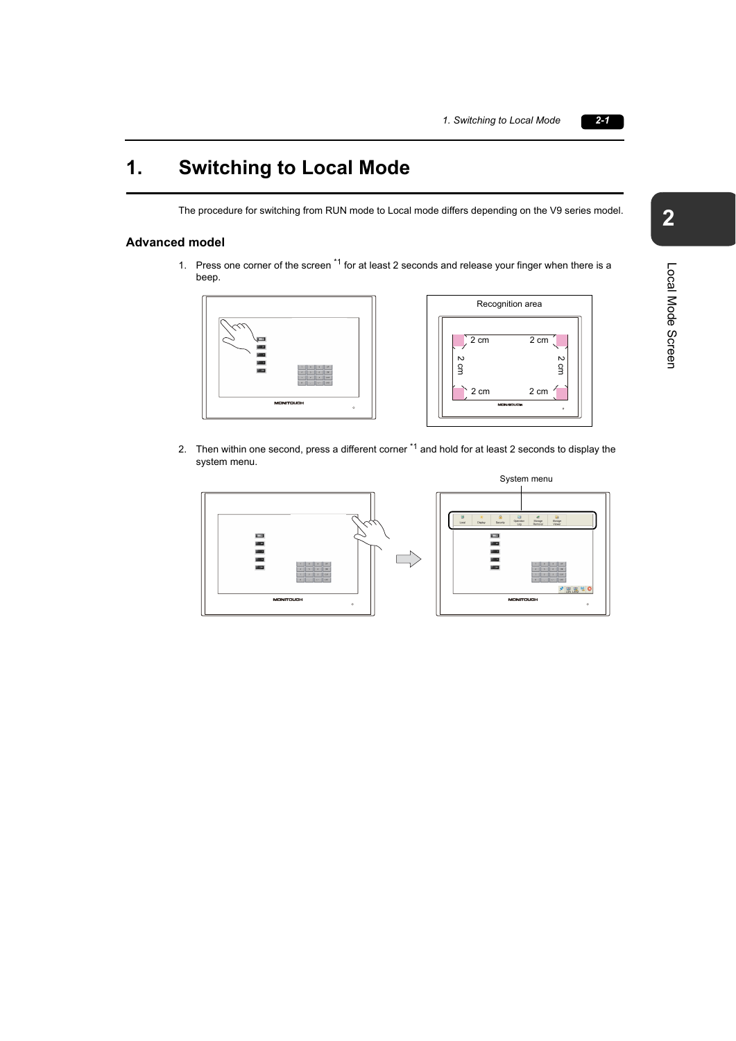# 1. Switching to Local Mode

The procedure for switching from RUN mode to Local mode differs depending on the V9 series model.

## Advanced model

1. Press one corner of the screen [*1] for at least 2 seconds and release your finger when there is a beep.

Recognition area

2 cm 2 cm 2 cm 2 cm 2 cm 2 cm

2. Then within one second, press a different corner [*1] and hold for at least 2 seconds to display the system menu.

System menu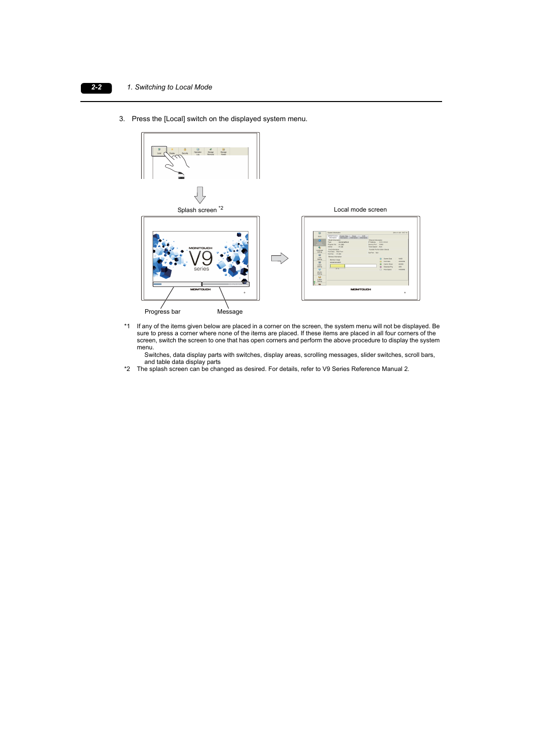3. Press the [Local] switch on the displayed system menu.

Splash screen *2

Local mode screen

Progress bar

Message

*1 If any of the items given below are placed in a corner on the screen, the system menu will not be displayed. Be sure to press a corner where none of the items are placed. If these items are placed in all four corners of the screen, switch the screen to one that has open corners and perform the above procedure to display the system menu.
Switches, data display parts with switches, display areas, scrolling messages, slider switches, scroll bars, and table data display parts

*2 The splash screen can be changed as desired. For details, refer to V9 Series Reference Manual 2.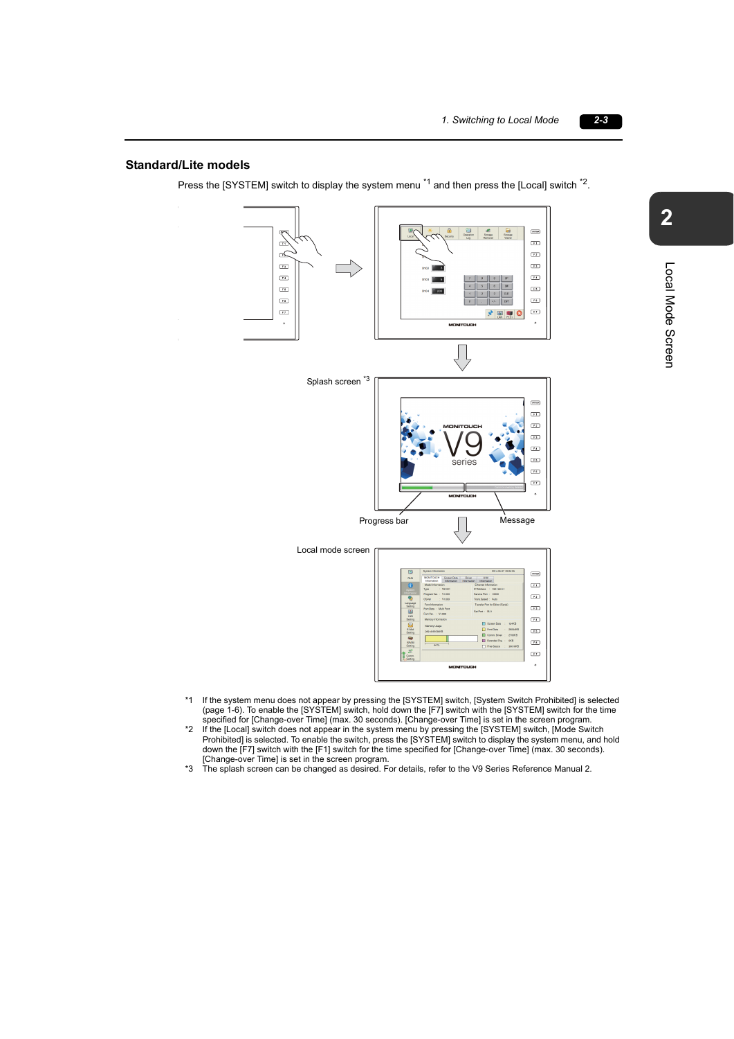## Standard/Lite models

Press the [SYSTEM] switch to display the system menu [*1] and then press the [Local] switch [*2].

Splash screen [*3]

Progress bar

Message

Local mode screen

*1 If the system menu does not appear by pressing the [SYSTEM] switch, [System Switch Prohibited] is selected (page 1-6). To enable the [SYSTEM] switch, hold down the [F7] switch with the [SYSTEM] switch for the time specified for [Change-over Time] (max. 30 seconds). [Change-over Time] is set in the screen program.

*2 If the [Local] switch does not appear in the system menu by pressing the [SYSTEM] switch, [Mode Switch Prohibited] is selected. To enable the switch, press the [SYSTEM] switch to display the system menu, and hold down the [F7] switch with the [F1] switch for the time specified for [Change-over Time] (max. 30 seconds). [Change-over Time] is set in the screen program.

*3 The splash screen can be changed as desired. For details, refer to the V9 Series Reference Manual 2.